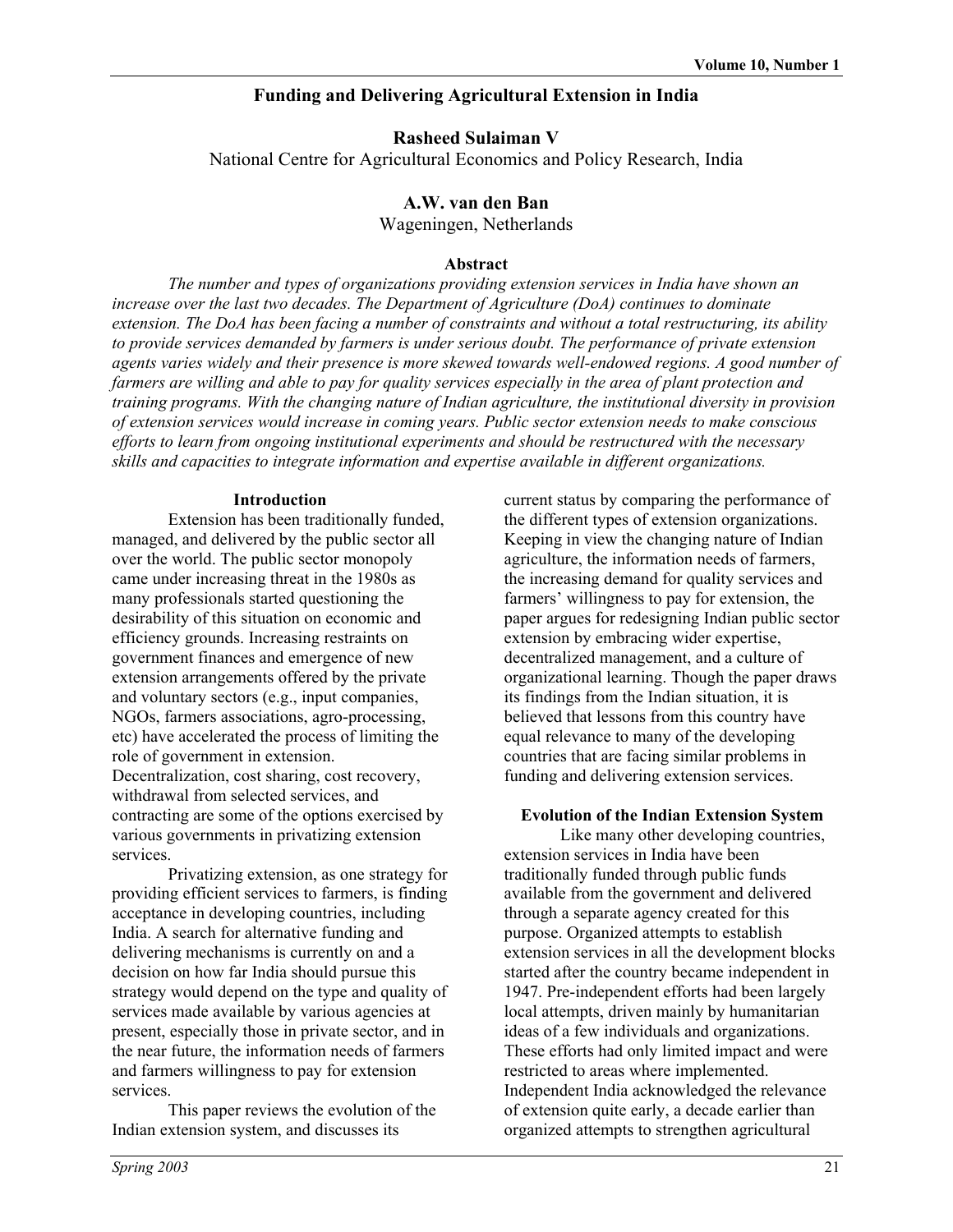# Funding and Delivering Agricultural Extension in India

**Rasheed Sulaiman V**
National Centre for Agricultural Economics and Policy Research, India

**A.W. van den Ban**
Wageningen, Netherlands

### Abstract

*The number and types of organizations providing extension services in India have shown an increase over the last two decades. The Department of Agriculture (DoA) continues to dominate extension. The DoA has been facing a number of constraints and without a total restructuring, its ability to provide services demanded by farmers is under serious doubt. The performance of private extension agents varies widely and their presence is more skewed towards well-endowed regions. A good number of farmers are willing and able to pay for quality services especially in the area of plant protection and training programs. With the changing nature of Indian agriculture, the institutional diversity in provision of extension services would increase in coming years. Public sector extension needs to make conscious efforts to learn from ongoing institutional experiments and should be restructured with the necessary skills and capacities to integrate information and expertise available in different organizations.*

## Introduction

Extension has been traditionally funded, managed, and delivered by the public sector all over the world. The public sector monopoly came under increasing threat in the 1980s as many professionals started questioning the desirability of this situation on economic and efficiency grounds. Increasing restraints on government finances and emergence of new extension arrangements offered by the private and voluntary sectors (e.g., input companies, NGOs, farmers associations, agro-processing, etc) have accelerated the process of limiting the role of government in extension. Decentralization, cost sharing, cost recovery, withdrawal from selected services, and contracting are some of the options exercised by various governments in privatizing extension services.

Privatizing extension, as one strategy for providing efficient services to farmers, is finding acceptance in developing countries, including India. A search for alternative funding and delivering mechanisms is currently on and a decision on how far India should pursue this strategy would depend on the type and quality of services made available by various agencies at present, especially those in private sector, and in the near future, the information needs of farmers and farmers willingness to pay for extension services.

This paper reviews the evolution of the Indian extension system, and discusses its current status by comparing the performance of the different types of extension organizations. Keeping in view the changing nature of Indian agriculture, the information needs of farmers, the increasing demand for quality services and farmers' willingness to pay for extension, the paper argues for redesigning Indian public sector extension by embracing wider expertise, decentralized management, and a culture of organizational learning. Though the paper draws its findings from the Indian situation, it is believed that lessons from this country have equal relevance to many of the developing countries that are facing similar problems in funding and delivering extension services.

## Evolution of the Indian Extension System

Like many other developing countries, extension services in India have been traditionally funded through public funds available from the government and delivered through a separate agency created for this purpose. Organized attempts to establish extension services in all the development blocks started after the country became independent in 1947. Pre-independent efforts had been largely local attempts, driven mainly by humanitarian ideas of a few individuals and organizations. These efforts had only limited impact and were restricted to areas where implemented. Independent India acknowledged the relevance of extension quite early, a decade earlier than organized attempts to strengthen agricultural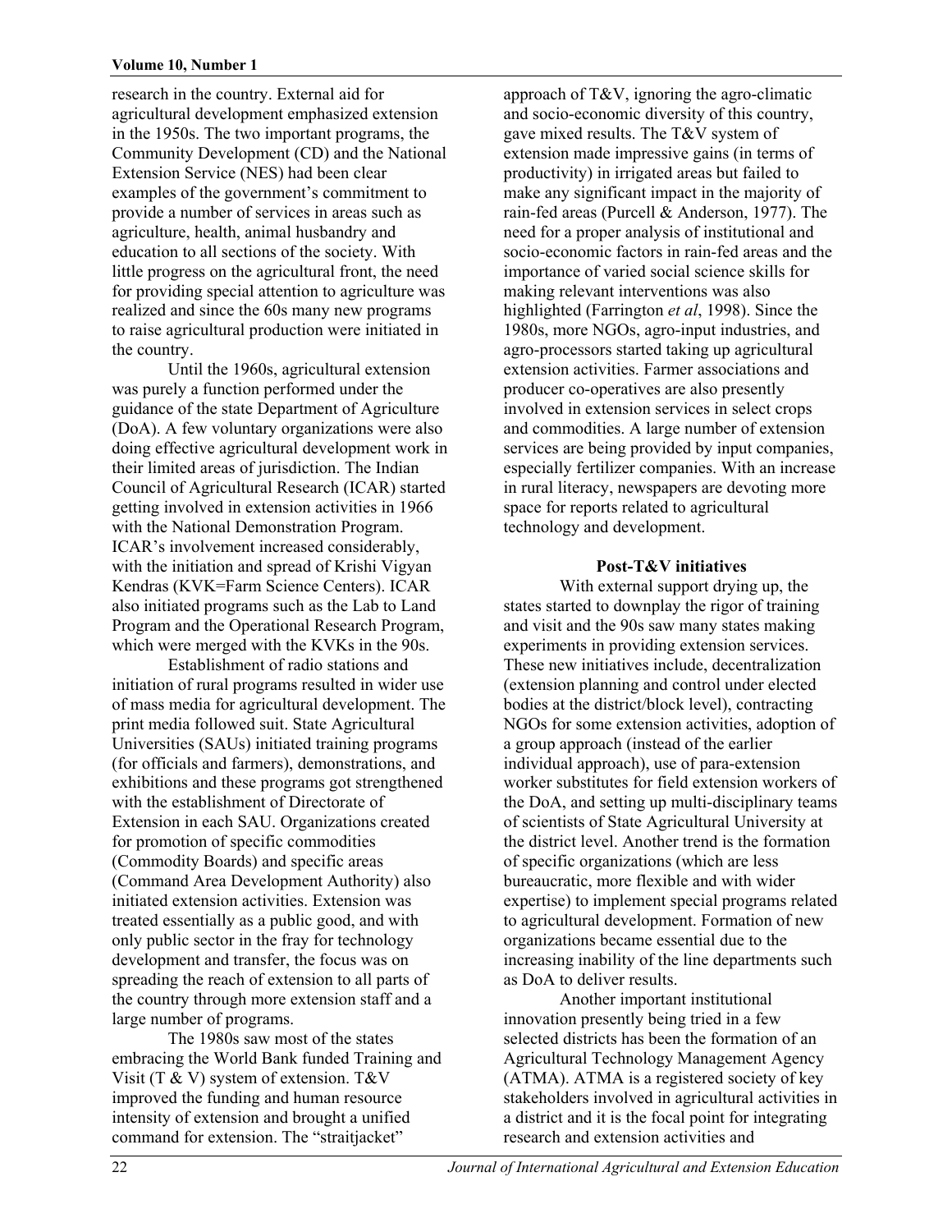research in the country. External aid for agricultural development emphasized extension in the 1950s. The two important programs, the Community Development (CD) and the National Extension Service (NES) had been clear examples of the government's commitment to provide a number of services in areas such as agriculture, health, animal husbandry and education to all sections of the society. With little progress on the agricultural front, the need for providing special attention to agriculture was realized and since the 60s many new programs to raise agricultural production were initiated in the country.

Until the 1960s, agricultural extension was purely a function performed under the guidance of the state Department of Agriculture (DoA). A few voluntary organizations were also doing effective agricultural development work in their limited areas of jurisdiction. The Indian Council of Agricultural Research (ICAR) started getting involved in extension activities in 1966 with the National Demonstration Program. ICAR's involvement increased considerably, with the initiation and spread of Krishi Vigyan Kendras (KVK=Farm Science Centers). ICAR also initiated programs such as the Lab to Land Program and the Operational Research Program, which were merged with the KVKs in the 90s.

Establishment of radio stations and initiation of rural programs resulted in wider use of mass media for agricultural development. The print media followed suit. State Agricultural Universities (SAUs) initiated training programs (for officials and farmers), demonstrations, and exhibitions and these programs got strengthened with the establishment of Directorate of Extension in each SAU. Organizations created for promotion of specific commodities (Commodity Boards) and specific areas (Command Area Development Authority) also initiated extension activities. Extension was treated essentially as a public good, and with only public sector in the fray for technology development and transfer, the focus was on spreading the reach of extension to all parts of the country through more extension staff and a large number of programs.

The 1980s saw most of the states embracing the World Bank funded Training and Visit (T & V) system of extension. T&V improved the funding and human resource intensity of extension and brought a unified command for extension. The "straitjacket" approach of T&V, ignoring the agro-climatic and socio-economic diversity of this country, gave mixed results. The T&V system of extension made impressive gains (in terms of productivity) in irrigated areas but failed to make any significant impact in the majority of rain-fed areas (Purcell & Anderson, 1977). The need for a proper analysis of institutional and socio-economic factors in rain-fed areas and the importance of varied social science skills for making relevant interventions was also highlighted (Farrington *et al*, 1998). Since the 1980s, more NGOs, agro-input industries, and agro-processors started taking up agricultural extension activities. Farmer associations and producer co-operatives are also presently involved in extension services in select crops and commodities. A large number of extension services are being provided by input companies, especially fertilizer companies. With an increase in rural literacy, newspapers are devoting more space for reports related to agricultural technology and development.

## Post-T&V initiatives

With external support drying up, the states started to downplay the rigor of training and visit and the 90s saw many states making experiments in providing extension services. These new initiatives include, decentralization (extension planning and control under elected bodies at the district/block level), contracting NGOs for some extension activities, adoption of a group approach (instead of the earlier individual approach), use of para-extension worker substitutes for field extension workers of the DoA, and setting up multi-disciplinary teams of scientists of State Agricultural University at the district level. Another trend is the formation of specific organizations (which are less bureaucratic, more flexible and with wider expertise) to implement special programs related to agricultural development. Formation of new organizations became essential due to the increasing inability of the line departments such as DoA to deliver results.

Another important institutional innovation presently being tried in a few selected districts has been the formation of an Agricultural Technology Management Agency (ATMA). ATMA is a registered society of key stakeholders involved in agricultural activities in a district and it is the focal point for integrating research and extension activities and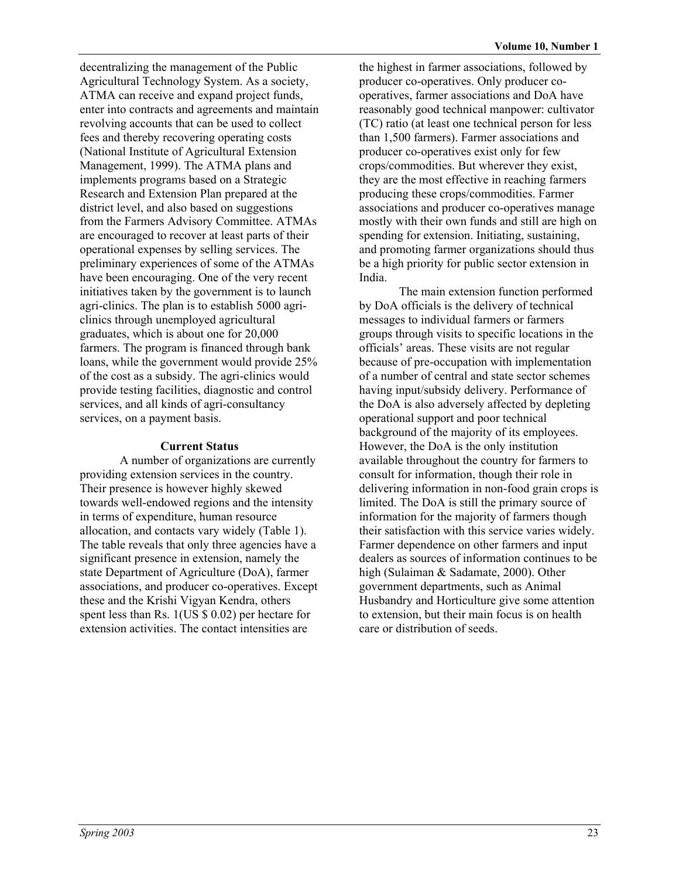decentralizing the management of the Public Agricultural Technology System. As a society, ATMA can receive and expand project funds, enter into contracts and agreements and maintain revolving accounts that can be used to collect fees and thereby recovering operating costs (National Institute of Agricultural Extension Management, 1999). The ATMA plans and implements programs based on a Strategic Research and Extension Plan prepared at the district level, and also based on suggestions from the Farmers Advisory Committee. ATMAs are encouraged to recover at least parts of their operational expenses by selling services. The preliminary experiences of some of the ATMAs have been encouraging. One of the very recent initiatives taken by the government is to launch agri-clinics. The plan is to establish 5000 agri-clinics through unemployed agricultural graduates, which is about one for 20,000 farmers. The program is financed through bank loans, while the government would provide 25% of the cost as a subsidy. The agri-clinics would provide testing facilities, diagnostic and control services, and all kinds of agri-consultancy services, on a payment basis.

### Current Status

A number of organizations are currently providing extension services in the country. Their presence is however highly skewed towards well-endowed regions and the intensity in terms of expenditure, human resource allocation, and contacts vary widely (Table 1). The table reveals that only three agencies have a significant presence in extension, namely the state Department of Agriculture (DoA), farmer associations, and producer co-operatives. Except these and the Krishi Vigyan Kendra, others spent less than Rs. 1(US $ 0.02) per hectare for extension activities. The contact intensities are the highest in farmer associations, followed by producer co-operatives. Only producer co-operatives, farmer associations and DoA have reasonably good technical manpower: cultivator (TC) ratio (at least one technical person for less than 1,500 farmers). Farmer associations and producer co-operatives exist only for few crops/commodities. But wherever they exist, they are the most effective in reaching farmers producing these crops/commodities. Farmer associations and producer co-operatives manage mostly with their own funds and still are high on spending for extension. Initiating, sustaining, and promoting farmer organizations should thus be a high priority for public sector extension in India.

The main extension function performed by DoA officials is the delivery of technical messages to individual farmers or farmers groups through visits to specific locations in the officials' areas. These visits are not regular because of pre-occupation with implementation of a number of central and state sector schemes having input/subsidy delivery. Performance of the DoA is also adversely affected by depleting operational support and poor technical background of the majority of its employees. However, the DoA is the only institution available throughout the country for farmers to consult for information, though their role in delivering information in non-food grain crops is limited. The DoA is still the primary source of information for the majority of farmers though their satisfaction with this service varies widely. Farmer dependence on other farmers and input dealers as sources of information continues to be high (Sulaiman & Sadamate, 2000). Other government departments, such as Animal Husbandry and Horticulture give some attention to extension, but their main focus is on health care or distribution of seeds.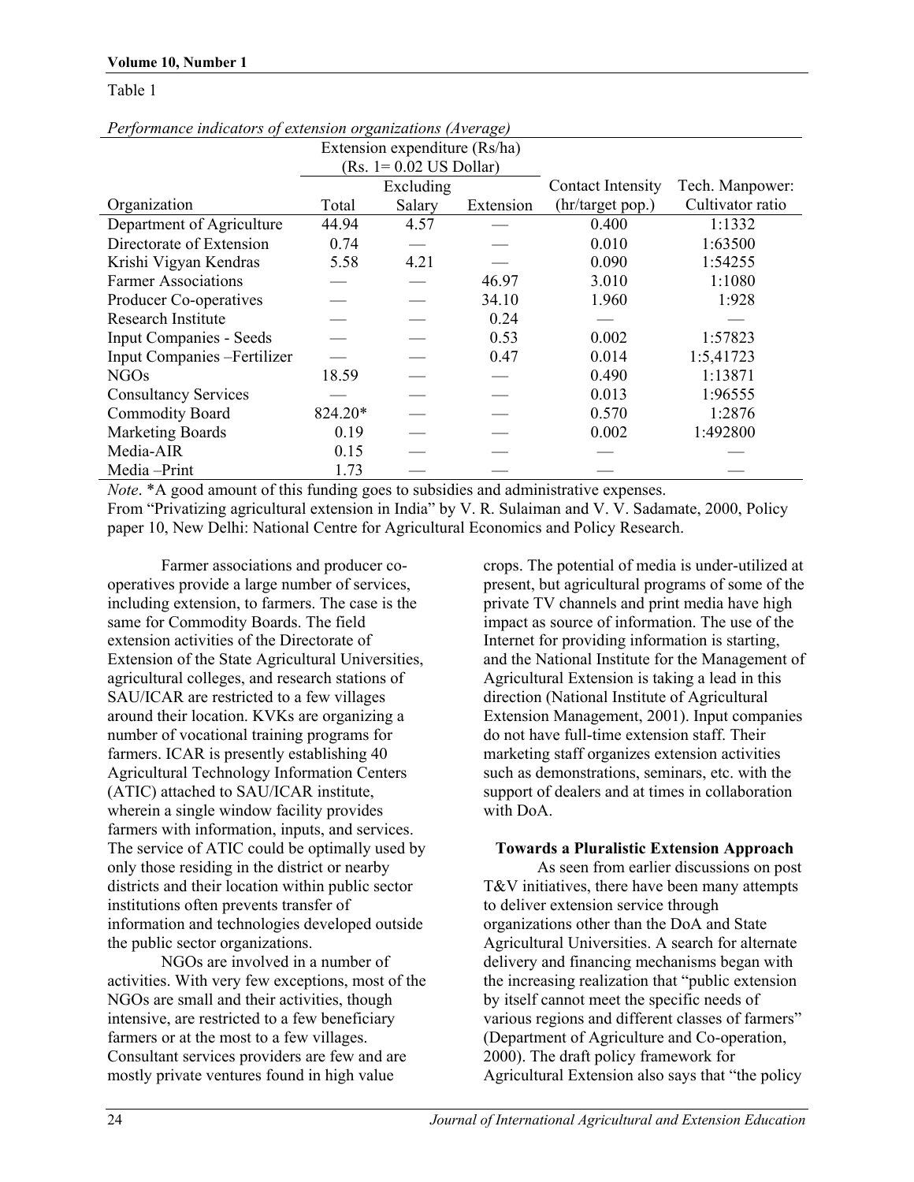Table 1

*Performance indicators of extension organizations (Average)*

| | Extension expenditure (Rs/ha) (Rs. 1= 0.02 US Dollar) | | | | |
|---|---|---|---|---|---|
| | | Excluding | | Contact Intensity | Tech. Manpower: |
| Organization | Total | Salary | Extension | (hr/target pop.) | Cultivator ratio |
| Department of Agriculture | 44.94 | 4.57 | — | 0.400 | 1:1332 |
| Directorate of Extension | 0.74 | — | — | 0.010 | 1:63500 |
| Krishi Vigyan Kendras | 5.58 | 4.21 | — | 0.090 | 1:54255 |
| Farmer Associations | — | — | 46.97 | 3.010 | 1:1080 |
| Producer Co-operatives | — | — | 34.10 | 1.960 | 1:928 |
| Research Institute | — | — | 0.24 | — | — |
| Input Companies - Seeds | — | — | 0.53 | 0.002 | 1:57823 |
| Input Companies –Fertilizer | — | — | 0.47 | 0.014 | 1:5,41723 |
| NGOs | 18.59 | — | — | 0.490 | 1:13871 |
| Consultancy Services | — | — | — | 0.013 | 1:96555 |
| Commodity Board | 824.20* | — | — | 0.570 | 1:2876 |
| Marketing Boards | 0.19 | — | — | 0.002 | 1:492800 |
| Media-AIR | 0.15 | — | — | — | — |
| Media –Print | 1.73 | — | — | — | — |

*Note*. *A good amount of this funding goes to subsidies and administrative expenses.
From "Privatizing agricultural extension in India" by V. R. Sulaiman and V. V. Sadamate, 2000, Policy paper 10, New Delhi: National Centre for Agricultural Economics and Policy Research.

Farmer associations and producer co-operatives provide a large number of services, including extension, to farmers. The case is the same for Commodity Boards. The field extension activities of the Directorate of Extension of the State Agricultural Universities, agricultural colleges, and research stations of SAU/ICAR are restricted to a few villages around their location. KVKs are organizing a number of vocational training programs for farmers. ICAR is presently establishing 40 Agricultural Technology Information Centers (ATIC) attached to SAU/ICAR institute, wherein a single window facility provides farmers with information, inputs, and services. The service of ATIC could be optimally used by only those residing in the district or nearby districts and their location within public sector institutions often prevents transfer of information and technologies developed outside the public sector organizations.

NGOs are involved in a number of activities. With very few exceptions, most of the NGOs are small and their activities, though intensive, are restricted to a few beneficiary farmers or at the most to a few villages. Consultant services providers are few and are mostly private ventures found in high value crops. The potential of media is under-utilized at present, but agricultural programs of some of the private TV channels and print media have high impact as source of information. The use of the Internet for providing information is starting, and the National Institute for the Management of Agricultural Extension is taking a lead in this direction (National Institute of Agricultural Extension Management, 2001). Input companies do not have full-time extension staff. Their marketing staff organizes extension activities such as demonstrations, seminars, etc. with the support of dealers and at times in collaboration with DoA.

**Towards a Pluralistic Extension Approach**

As seen from earlier discussions on post T&V initiatives, there have been many attempts to deliver extension service through organizations other than the DoA and State Agricultural Universities. A search for alternate delivery and financing mechanisms began with the increasing realization that "public extension by itself cannot meet the specific needs of various regions and different classes of farmers" (Department of Agriculture and Co-operation, 2000). The draft policy framework for Agricultural Extension also says that "the policy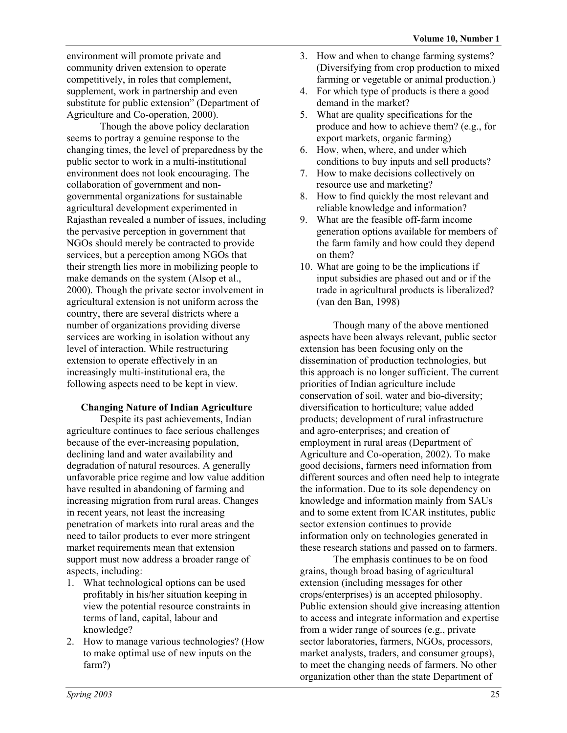environment will promote private and community driven extension to operate competitively, in roles that complement, supplement, work in partnership and even substitute for public extension" (Department of Agriculture and Co-operation, 2000).

Though the above policy declaration seems to portray a genuine response to the changing times, the level of preparedness by the public sector to work in a multi-institutional environment does not look encouraging. The collaboration of government and non-governmental organizations for sustainable agricultural development experimented in Rajasthan revealed a number of issues, including the pervasive perception in government that NGOs should merely be contracted to provide services, but a perception among NGOs that their strength lies more in mobilizing people to make demands on the system (Alsop et al., 2000). Though the private sector involvement in agricultural extension is not uniform across the country, there are several districts where a number of organizations providing diverse services are working in isolation without any level of interaction. While restructuring extension to operate effectively in an increasingly multi-institutional era, the following aspects need to be kept in view.

### Changing Nature of Indian Agriculture

Despite its past achievements, Indian agriculture continues to face serious challenges because of the ever-increasing population, declining land and water availability and degradation of natural resources. A generally unfavorable price regime and low value addition have resulted in abandoning of farming and increasing migration from rural areas. Changes in recent years, not least the increasing penetration of markets into rural areas and the need to tailor products to ever more stringent market requirements mean that extension support must now address a broader range of aspects, including:

1. What technological options can be used profitably in his/her situation keeping in view the potential resource constraints in terms of land, capital, labour and knowledge?
2. How to manage various technologies? (How to make optimal use of new inputs on the farm?)
3. How and when to change farming systems? (Diversifying from crop production to mixed farming or vegetable or animal production.)
4. For which type of products is there a good demand in the market?
5. What are quality specifications for the produce and how to achieve them? (e.g., for export markets, organic farming)
6. How, when, where, and under which conditions to buy inputs and sell products?
7. How to make decisions collectively on resource use and marketing?
8. How to find quickly the most relevant and reliable knowledge and information?
9. What are the feasible off-farm income generation options available for members of the farm family and how could they depend on them?
10. What are going to be the implications if input subsidies are phased out and or if the trade in agricultural products is liberalized? (van den Ban, 1998)

Though many of the above mentioned aspects have been always relevant, public sector extension has been focusing only on the dissemination of production technologies, but this approach is no longer sufficient. The current priorities of Indian agriculture include conservation of soil, water and bio-diversity; diversification to horticulture; value added products; development of rural infrastructure and agro-enterprises; and creation of employment in rural areas (Department of Agriculture and Co-operation, 2002). To make good decisions, farmers need information from different sources and often need help to integrate the information. Due to its sole dependency on knowledge and information mainly from SAUs and to some extent from ICAR institutes, public sector extension continues to provide information only on technologies generated in these research stations and passed on to farmers.

The emphasis continues to be on food grains, though broad basing of agricultural extension (including messages for other crops/enterprises) is an accepted philosophy. Public extension should give increasing attention to access and integrate information and expertise from a wider range of sources (e.g., private sector laboratories, farmers, NGOs, processors, market analysts, traders, and consumer groups), to meet the changing needs of farmers. No other organization other than the state Department of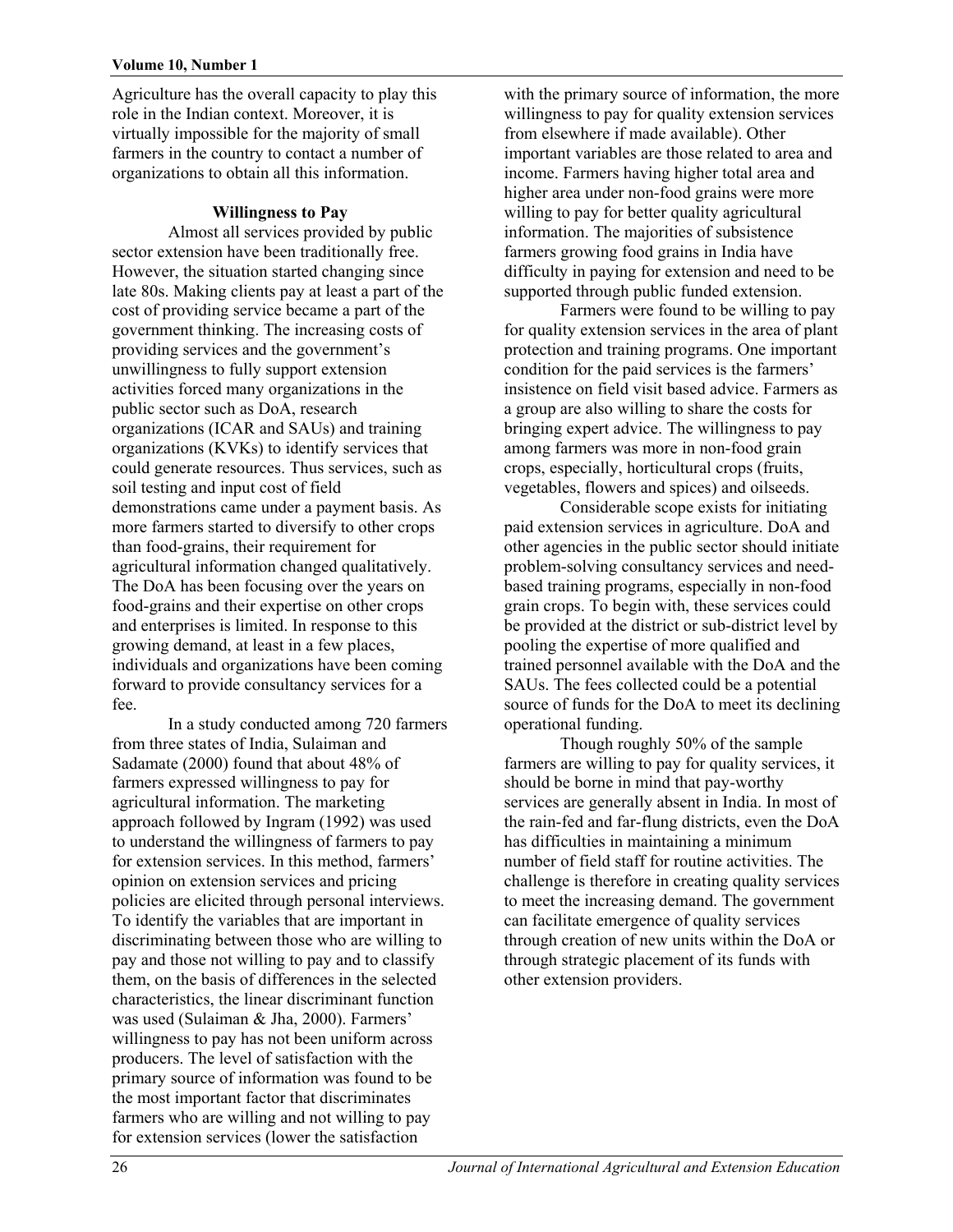Agriculture has the overall capacity to play this role in the Indian context. Moreover, it is virtually impossible for the majority of small farmers in the country to contact a number of organizations to obtain all this information.

### Willingness to Pay

Almost all services provided by public sector extension have been traditionally free. However, the situation started changing since late 80s. Making clients pay at least a part of the cost of providing service became a part of the government thinking. The increasing costs of providing services and the government's unwillingness to fully support extension activities forced many organizations in the public sector such as DoA, research organizations (ICAR and SAUs) and training organizations (KVKs) to identify services that could generate resources. Thus services, such as soil testing and input cost of field demonstrations came under a payment basis. As more farmers started to diversify to other crops than food-grains, their requirement for agricultural information changed qualitatively. The DoA has been focusing over the years on food-grains and their expertise on other crops and enterprises is limited. In response to this growing demand, at least in a few places, individuals and organizations have been coming forward to provide consultancy services for a fee.

In a study conducted among 720 farmers from three states of India, Sulaiman and Sadamate (2000) found that about 48% of farmers expressed willingness to pay for agricultural information. The marketing approach followed by Ingram (1992) was used to understand the willingness of farmers to pay for extension services. In this method, farmers' opinion on extension services and pricing policies are elicited through personal interviews. To identify the variables that are important in discriminating between those who are willing to pay and those not willing to pay and to classify them, on the basis of differences in the selected characteristics, the linear discriminant function was used (Sulaiman & Jha, 2000). Farmers' willingness to pay has not been uniform across producers. The level of satisfaction with the primary source of information was found to be the most important factor that discriminates farmers who are willing and not willing to pay for extension services (lower the satisfaction with the primary source of information, the more willingness to pay for quality extension services from elsewhere if made available). Other important variables are those related to area and income. Farmers having higher total area and higher area under non-food grains were more willing to pay for better quality agricultural information. The majorities of subsistence farmers growing food grains in India have difficulty in paying for extension and need to be supported through public funded extension.

Farmers were found to be willing to pay for quality extension services in the area of plant protection and training programs. One important condition for the paid services is the farmers' insistence on field visit based advice. Farmers as a group are also willing to share the costs for bringing expert advice. The willingness to pay among farmers was more in non-food grain crops, especially, horticultural crops (fruits, vegetables, flowers and spices) and oilseeds.

Considerable scope exists for initiating paid extension services in agriculture. DoA and other agencies in the public sector should initiate problem-solving consultancy services and need-based training programs, especially in non-food grain crops. To begin with, these services could be provided at the district or sub-district level by pooling the expertise of more qualified and trained personnel available with the DoA and the SAUs. The fees collected could be a potential source of funds for the DoA to meet its declining operational funding.

Though roughly 50% of the sample farmers are willing to pay for quality services, it should be borne in mind that pay-worthy services are generally absent in India. In most of the rain-fed and far-flung districts, even the DoA has difficulties in maintaining a minimum number of field staff for routine activities. The challenge is therefore in creating quality services to meet the increasing demand. The government can facilitate emergence of quality services through creation of new units within the DoA or through strategic placement of its funds with other extension providers.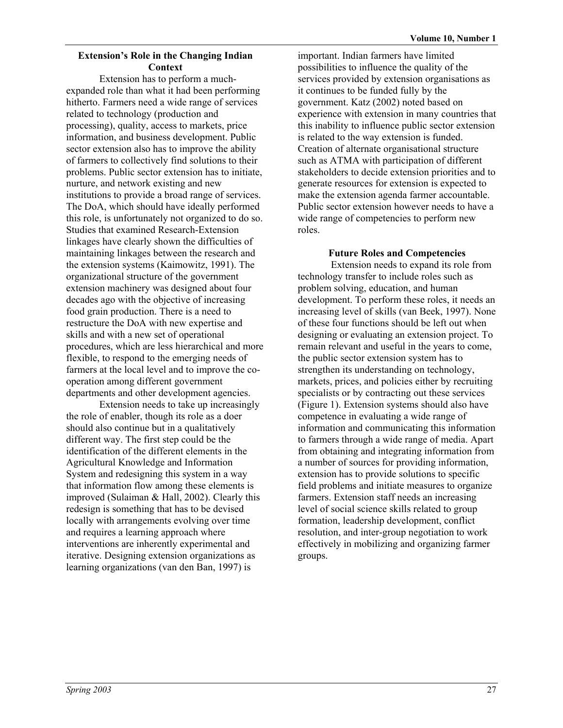### Extension's Role in the Changing Indian Context

Extension has to perform a much-expanded role than what it had been performing hitherto. Farmers need a wide range of services related to technology (production and processing), quality, access to markets, price information, and business development. Public sector extension also has to improve the ability of farmers to collectively find solutions to their problems. Public sector extension has to initiate, nurture, and network existing and new institutions to provide a broad range of services. The DoA, which should have ideally performed this role, is unfortunately not organized to do so. Studies that examined Research-Extension linkages have clearly shown the difficulties of maintaining linkages between the research and the extension systems (Kaimowitz, 1991). The organizational structure of the government extension machinery was designed about four decades ago with the objective of increasing food grain production. There is a need to restructure the DoA with new expertise and skills and with a new set of operational procedures, which are less hierarchical and more flexible, to respond to the emerging needs of farmers at the local level and to improve the co-operation among different government departments and other development agencies.

Extension needs to take up increasingly the role of enabler, though its role as a doer should also continue but in a qualitatively different way. The first step could be the identification of the different elements in the Agricultural Knowledge and Information System and redesigning this system in a way that information flow among these elements is improved (Sulaiman & Hall, 2002). Clearly this redesign is something that has to be devised locally with arrangements evolving over time and requires a learning approach where interventions are inherently experimental and iterative. Designing extension organizations as learning organizations (van den Ban, 1997) is important. Indian farmers have limited possibilities to influence the quality of the services provided by extension organisations as it continues to be funded fully by the government. Katz (2002) noted based on experience with extension in many countries that this inability to influence public sector extension is related to the way extension is funded. Creation of alternate organisational structure such as ATMA with participation of different stakeholders to decide extension priorities and to generate resources for extension is expected to make the extension agenda farmer accountable. Public sector extension however needs to have a wide range of competencies to perform new roles.

### Future Roles and Competencies

Extension needs to expand its role from technology transfer to include roles such as problem solving, education, and human development. To perform these roles, it needs an increasing level of skills (van Beek, 1997). None of these four functions should be left out when designing or evaluating an extension project. To remain relevant and useful in the years to come, the public sector extension system has to strengthen its understanding on technology, markets, prices, and policies either by recruiting specialists or by contracting out these services (Figure 1). Extension systems should also have competence in evaluating a wide range of information and communicating this information to farmers through a wide range of media. Apart from obtaining and integrating information from a number of sources for providing information, extension has to provide solutions to specific field problems and initiate measures to organize farmers. Extension staff needs an increasing level of social science skills related to group formation, leadership development, conflict resolution, and inter-group negotiation to work effectively in mobilizing and organizing farmer groups.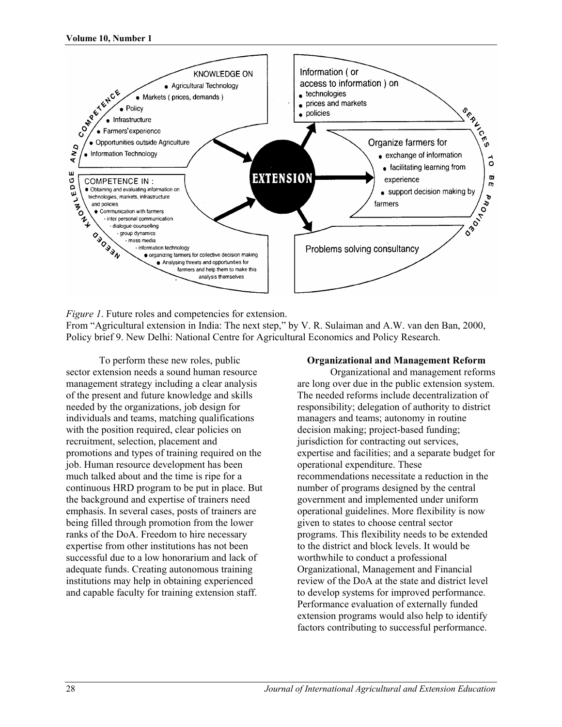KNOWLEDGE ON
- Agricultural Technology
- Markets ( prices, demands )
- Policy
- Infrastructure
- Farmers'experience
- Opportunities outside Agriculture
- Information Technology

COMPETENCE IN :
- Obtaining and evaluating information on technologies, markets, infrastructure and policies
- Communication with farmers
  - inter personal communication
  - dialogue-counselling
  - group dynamics
  - mass media
  - information technology
- organizing farmers for collective decision making
- Analysing threats and opportunities for farmers and help them to make this analysis themselves

NEEDED KNOWLEDGE AND COMPETENCE

EXTENSION

SERVICES TO BE PROVIDED

Information ( or access to information ) on
- technologies
- prices and markets
- policies

Organize farmers for
- exchange of information
- facilitating learning from experience
- support decision making by farmers

Problems solving consultancy

*Figure 1*. Future roles and competencies for extension.
From "Agricultural extension in India: The next step," by V. R. Sulaiman and A.W. van den Ban, 2000, Policy brief 9. New Delhi: National Centre for Agricultural Economics and Policy Research.

To perform these new roles, public sector extension needs a sound human resource management strategy including a clear analysis of the present and future knowledge and skills needed by the organizations, job design for individuals and teams, matching qualifications with the position required, clear policies on recruitment, selection, placement and promotions and types of training required on the job. Human resource development has been much talked about and the time is ripe for a continuous HRD program to be put in place. But the background and expertise of trainers need emphasis. In several cases, posts of trainers are being filled through promotion from the lower ranks of the DoA. Freedom to hire necessary expertise from other institutions has not been successful due to a low honorarium and lack of adequate funds. Creating autonomous training institutions may help in obtaining experienced and capable faculty for training extension staff.

**Organizational and Management Reform**

Organizational and management reforms are long over due in the public extension system. The needed reforms include decentralization of responsibility; delegation of authority to district managers and teams; autonomy in routine decision making; project-based funding; jurisdiction for contracting out services, expertise and facilities; and a separate budget for operational expenditure. These recommendations necessitate a reduction in the number of programs designed by the central government and implemented under uniform operational guidelines. More flexibility is now given to states to choose central sector programs. This flexibility needs to be extended to the district and block levels. It would be worthwhile to conduct a professional Organizational, Management and Financial review of the DoA at the state and district level to develop systems for improved performance. Performance evaluation of externally funded extension programs would also help to identify factors contributing to successful performance.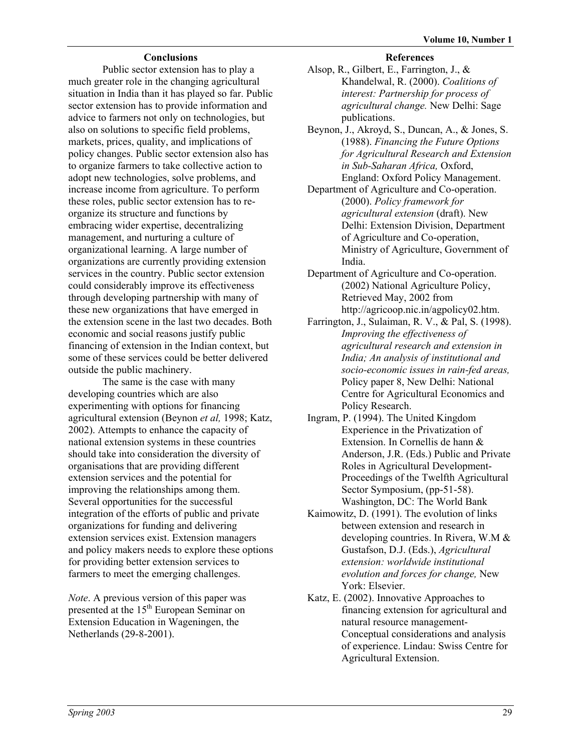## Conclusions

Public sector extension has to play a much greater role in the changing agricultural situation in India than it has played so far. Public sector extension has to provide information and advice to farmers not only on technologies, but also on solutions to specific field problems, markets, prices, quality, and implications of policy changes. Public sector extension also has to organize farmers to take collective action to adopt new technologies, solve problems, and increase income from agriculture. To perform these roles, public sector extension has to re-organize its structure and functions by embracing wider expertise, decentralizing management, and nurturing a culture of organizational learning. A large number of organizations are currently providing extension services in the country. Public sector extension could considerably improve its effectiveness through developing partnership with many of these new organizations that have emerged in the extension scene in the last two decades. Both economic and social reasons justify public financing of extension in the Indian context, but some of these services could be better delivered outside the public machinery.

The same is the case with many developing countries which are also experimenting with options for financing agricultural extension (Beynon *et al,* 1998; Katz, 2002). Attempts to enhance the capacity of national extension systems in these countries should take into consideration the diversity of organisations that are providing different extension services and the potential for improving the relationships among them. Several opportunities for the successful integration of the efforts of public and private organizations for funding and delivering extension services exist. Extension managers and policy makers needs to explore these options for providing better extension services to farmers to meet the emerging challenges.

*Note*. A previous version of this paper was presented at the 15th European Seminar on Extension Education in Wageningen, the Netherlands (29-8-2001).

## References

Alsop, R., Gilbert, E., Farrington, J., & Khandelwal, R. (2000). *Coalitions of interest: Partnership for process of agricultural change.* New Delhi: Sage publications.

Beynon, J., Akroyd, S., Duncan, A., & Jones, S. (1988). *Financing the Future Options for Agricultural Research and Extension in Sub-Saharan Africa,* Oxford, England: Oxford Policy Management.

Department of Agriculture and Co-operation. (2000). *Policy framework for agricultural extension* (draft). New Delhi: Extension Division, Department of Agriculture and Co-operation, Ministry of Agriculture, Government of India.

Department of Agriculture and Co-operation. (2002) National Agriculture Policy, Retrieved May, 2002 from http://agricoop.nic.in/agpolicy02.htm.

Farrington, J., Sulaiman, R. V., & Pal, S. (1998). *Improving the effectiveness of agricultural research and extension in India; An analysis of institutional and socio-economic issues in rain-fed areas,* Policy paper 8, New Delhi: National Centre for Agricultural Economics and Policy Research.

Ingram, P. (1994). The United Kingdom Experience in the Privatization of Extension. In Cornellis de hann & Anderson, J.R. (Eds.) Public and Private Roles in Agricultural Development-Proceedings of the Twelfth Agricultural Sector Symposium, (pp-51-58). Washington, DC: The World Bank

Kaimowitz, D. (1991). The evolution of links between extension and research in developing countries. In Rivera, W.M & Gustafson, D.J. (Eds.), *Agricultural extension: worldwide institutional evolution and forces for change,* New York: Elsevier.

Katz, E. (2002). Innovative Approaches to financing extension for agricultural and natural resource management-Conceptual considerations and analysis of experience. Lindau: Swiss Centre for Agricultural Extension.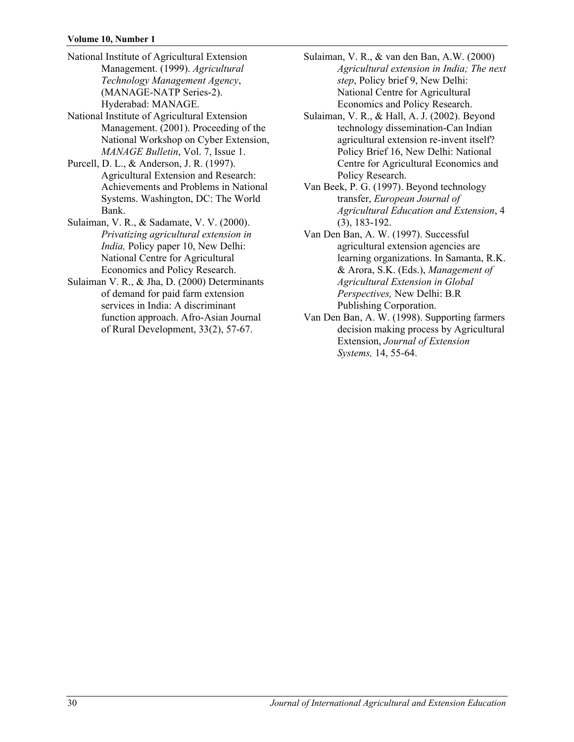National Institute of Agricultural Extension Management. (1999). *Agricultural Technology Management Agency*, (MANAGE-NATP Series-2). Hyderabad: MANAGE.

National Institute of Agricultural Extension Management. (2001). Proceeding of the National Workshop on Cyber Extension, *MANAGE Bulletin*, Vol. 7, Issue 1.

Purcell, D. L., & Anderson, J. R. (1997). Agricultural Extension and Research: Achievements and Problems in National Systems. Washington, DC: The World Bank.

Sulaiman, V. R., & Sadamate, V. V. (2000). *Privatizing agricultural extension in India,* Policy paper 10, New Delhi: National Centre for Agricultural Economics and Policy Research.

Sulaiman V. R., & Jha, D. (2000) Determinants of demand for paid farm extension services in India: A discriminant function approach. Afro-Asian Journal of Rural Development, 33(2), 57-67.

Sulaiman, V. R., & van den Ban, A.W. (2000) *Agricultural extension in India; The next step*, Policy brief 9, New Delhi: National Centre for Agricultural Economics and Policy Research.

Sulaiman, V. R., & Hall, A. J. (2002). Beyond technology dissemination-Can Indian agricultural extension re-invent itself? Policy Brief 16, New Delhi: National Centre for Agricultural Economics and Policy Research.

Van Beek, P. G. (1997). Beyond technology transfer, *European Journal of Agricultural Education and Extension*, 4 (3), 183-192.

Van Den Ban, A. W. (1997). Successful agricultural extension agencies are learning organizations. In Samanta, R.K. & Arora, S.K. (Eds.), *Management of Agricultural Extension in Global Perspectives,* New Delhi: B.R Publishing Corporation.

Van Den Ban, A. W. (1998). Supporting farmers decision making process by Agricultural Extension, *Journal of Extension Systems,* 14, 55-64.